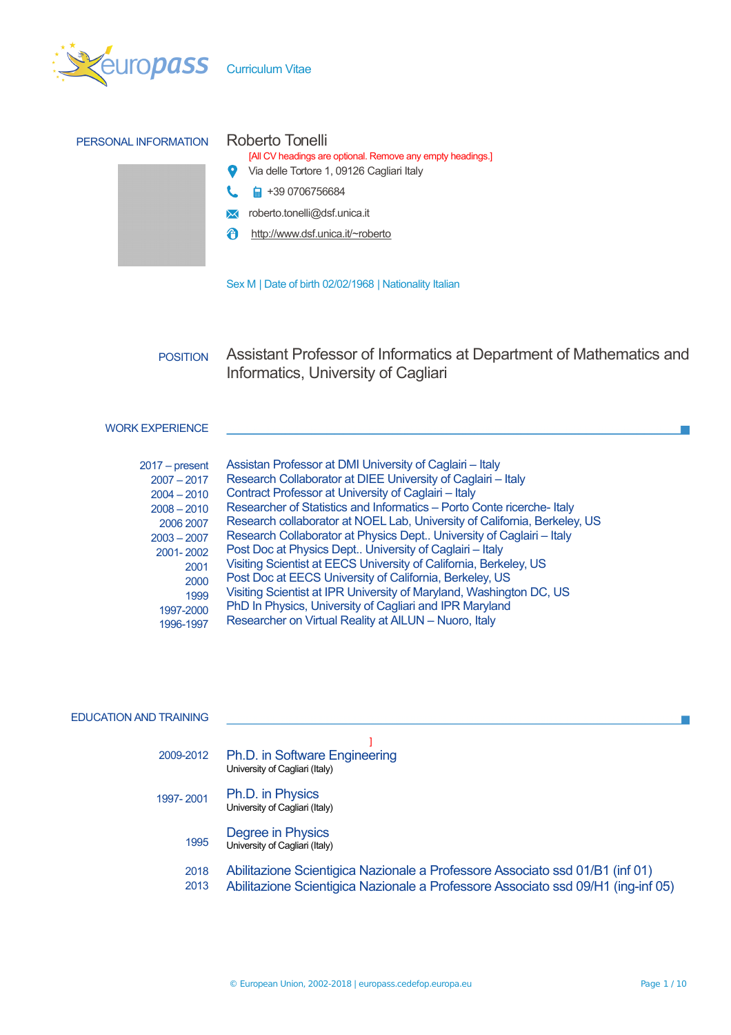Curriculum Vitae

## PERSONAL INFORMATION

**Roberto Tonelli**

[All CV headings are optional. Remove any empty headings.]

Via delle Tortore 1, 09126 Cagliari Italy

+39 0706756684

roberto.tonelli@dsf.unica.it

http://www.dsf.unica.it/~roberto

Sex M | Date of birth 02/02/1968 | Nationality Italian

## POSITION

Assistant Professor of Informatics at Department of Mathematics and Informatics, University of Cagliari

## WORK EXPERIENCE

| | |
|---|---|
| 2017 – present | Assistan Professor at DMI University of Cagliari – Italy |
| 2007 – 2017 | Research Collaborator at DIEE University of Cagliari – Italy |
| 2004 – 2010 | Contract Professor at University of Cagliari – Italy |
| 2008 – 2010 | Researcher of Statistics and Informatics – Porto Conte ricerche- Italy |
| 2006 2007 | Research collaborator at NOEL Lab, University of California, Berkeley, US |
| 2003 – 2007 | Research Collaborator at Physics Dept.. University of Cagliari – Italy |
| 2001- 2002 | Post Doc at Physics Dept.. University of Cagliari – Italy |
| 2001 | Visiting Scientist at EECS University of California, Berkeley, US |
| 2000 | Post Doc at EECS University of California, Berkeley, US |
| 1999 | Visiting Scientist at IPR University of Maryland, Washington DC, US |
| 1997-2000 | PhD In Physics, University of Cagliari and IPR Maryland |
| 1996-1997 | Researcher on Virtual Reality at AILUN – Nuoro, Italy |

## EDUCATION AND TRAINING

]

2009-2012 **Ph.D. in Software Engineering**
University of Cagliari (Italy)

1997- 2001 **Ph.D. in Physics**
University of Cagliari (Italy)

1995 **Degree in Physics**
University of Cagliari (Italy)

2018 Abilitazione Scientigica Nazionale a Professore Associato ssd 01/B1 (inf 01)

2013 Abilitazione Scientigica Nazionale a Professore Associato ssd 09/H1 (ing-inf 05)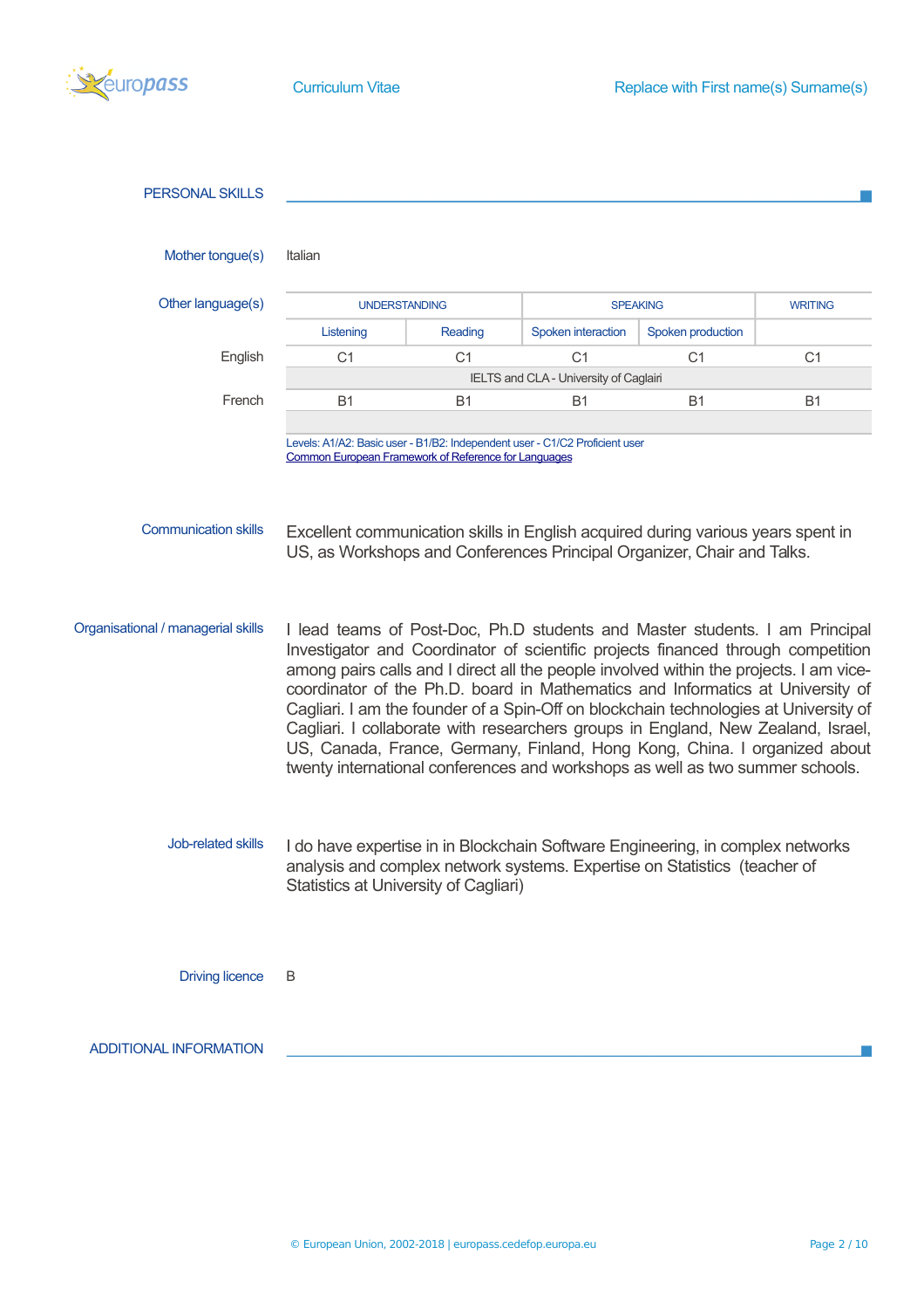## PERSONAL SKILLS

**Mother tongue(s)**: Italian

**Other language(s)**

| | UNDERSTANDING | | SPEAKING | | WRITING |
|---|---|---|---|---|---|
| | Listening | Reading | Spoken interaction | Spoken production | |
| English | C1 | C1 | C1 | C1 | C1 |
| | IELTS and CLA - University of Caglairi | | | | |
| French | B1 | B1 | B1 | B1 | B1 |

Levels: A1/A2: Basic user - B1/B2: Independent user - C1/C2 Proficient user
Common European Framework of Reference for Languages

**Communication skills**

Excellent communication skills in English acquired during various years spent in US, as Workshops and Conferences Principal Organizer, Chair and Talks.

**Organisational / managerial skills**

I lead teams of Post-Doc, Ph.D students and Master students. I am Principal Investigator and Coordinator of scientific projects financed through competition among pairs calls and I direct all the people involved within the projects. I am vice-coordinator of the Ph.D. board in Mathematics and Informatics at University of Cagliari. I am the founder of a Spin-Off on blockchain technologies at University of Cagliari. I collaborate with researchers groups in England, New Zealand, Israel, US, Canada, France, Germany, Finland, Hong Kong, China. I organized about twenty international conferences and workshops as well as two summer schools.

**Job-related skills**

I do have expertise in in Blockchain Software Engineering, in complex networks analysis and complex network systems. Expertise on Statistics (teacher of Statistics at University of Cagliari)

**Driving licence**: B

## ADDITIONAL INFORMATION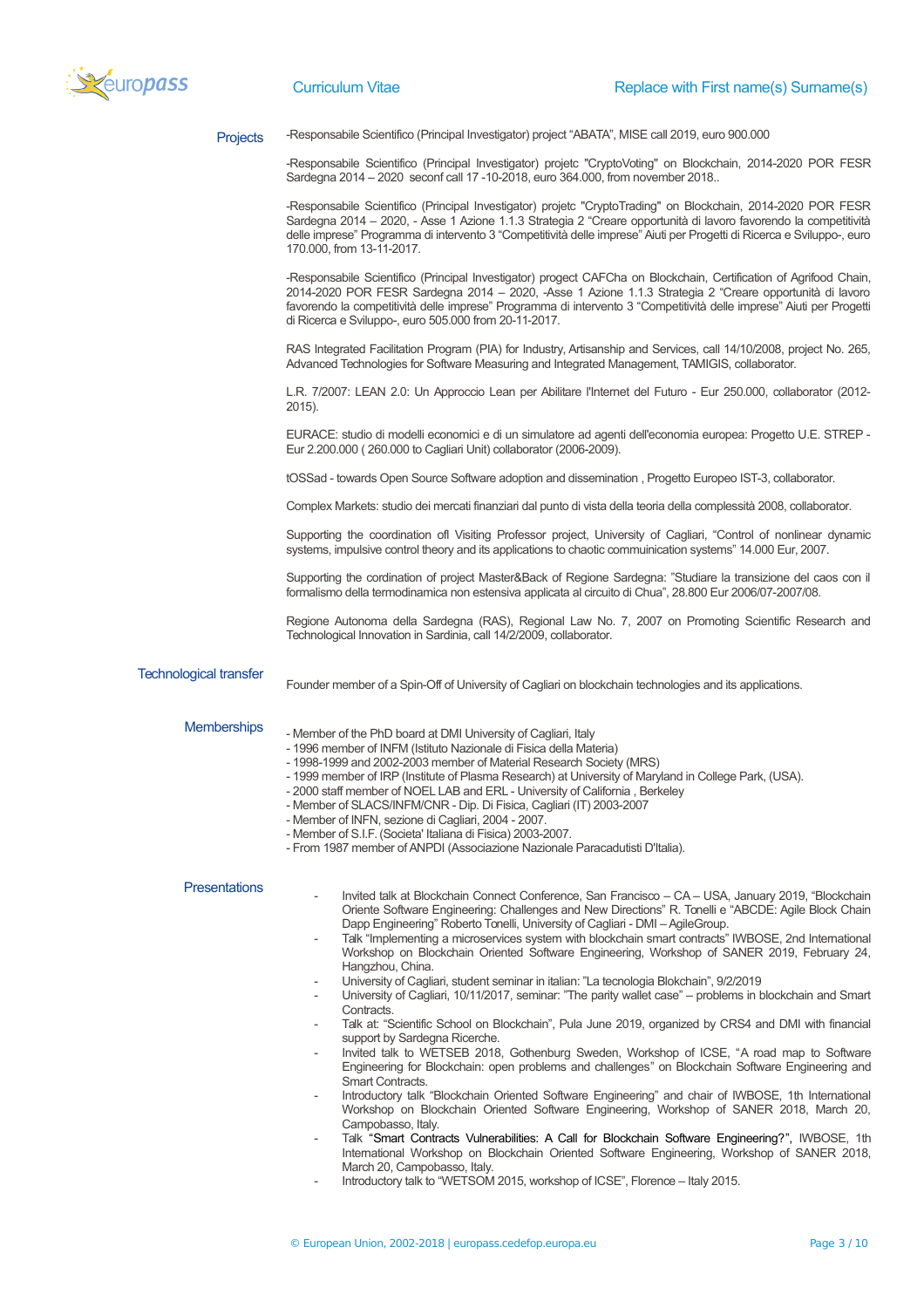## Projects

-Responsabile Scientifico (Principal Investigator) project "ABATA", MISE call 2019, euro 900.000

-Responsabile Scientifico (Principal Investigator) projetc "CryptoVoting" on Blockchain, 2014-2020 POR FESR Sardegna 2014 – 2020 seconf call 17 -10-2018, euro 364.000, from november 2018..

-Responsabile Scientifico (Principal Investigator) projetc "CryptoTrading" on Blockchain, 2014-2020 POR FESR Sardegna 2014 – 2020, - Asse 1 Azione 1.1.3 Strategia 2 "Creare opportunità di lavoro favorendo la competitività delle imprese" Programma di intervento 3 "Competitività delle imprese" Aiuti per Progetti di Ricerca e Sviluppo-, euro 170.000, from 13-11-2017.

-Responsabile Scientifico (Principal Investigator) progect CAFCha on Blockchain, Certification of Agrifood Chain, 2014-2020 POR FESR Sardegna 2014 – 2020, -Asse 1 Azione 1.1.3 Strategia 2 "Creare opportunità di lavoro favorendo la competitività delle imprese" Programma di intervento 3 "Competitività delle imprese" Aiuti per Progetti di Ricerca e Sviluppo-, euro 505.000 from 20-11-2017.

RAS Integrated Facilitation Program (PIA) for Industry, Artisanship and Services, call 14/10/2008, project No. 265, Advanced Technologies for Software Measuring and Integrated Management, TAMIGIS, collaborator.

L.R. 7/2007: LEAN 2.0: Un Approccio Lean per Abilitare l'Internet del Futuro - Eur 250.000, collaborator (2012-2015).

EURACE: studio di modelli economici e di un simulatore ad agenti dell'economia europea: Progetto U.E. STREP - Eur 2.200.000 ( 260.000 to Cagliari Unit) collaborator (2006-2009).

tOSSad - towards Open Source Software adoption and dissemination , Progetto Europeo IST-3, collaborator.

Complex Markets: studio dei mercati finanziari dal punto di vista della teoria della complessità 2008, collaborator.

Supporting the coordination ofl Visiting Professor project, University of Cagliari, "Control of nonlinear dynamic systems, impulsive control theory and its applications to chaotic commuinication systems" 14.000 Eur, 2007.

Supporting the cordination of project Master&Back of Regione Sardegna: "Studiare la transizione del caos con il formalismo della termodinamica non estensiva applicata al circuito di Chua", 28.800 Eur 2006/07-2007/08.

Regione Autonoma della Sardegna (RAS), Regional Law No. 7, 2007 on Promoting Scientific Research and Technological Innovation in Sardinia, call 14/2/2009, collaborator.

## Technological transfer

Founder member of a Spin-Off of University of Cagliari on blockchain technologies and its applications.

## Memberships

- Member of the PhD board at DMI University of Cagliari, Italy
- 1996 member of INFM (Istituto Nazionale di Fisica della Materia)
- 1998-1999 and 2002-2003 member of Material Research Society (MRS)
- 1999 member of IRP (Institute of Plasma Research) at University of Maryland in College Park, (USA).
- 2000 staff member of NOEL LAB and ERL - University of California , Berkeley
- Member of SLACS/INFM/CNR - Dip. Di Fisica, Cagliari (IT) 2003-2007
- Member of INFN, sezione di Cagliari, 2004 - 2007.
- Member of S.I.F. (Societa' Italiana di Fisica) 2003-2007.
- From 1987 member of ANPDI (Associazione Nazionale Paracadutisti D'Italia).

## Presentations

- Invited talk at Blockchain Connect Conference, San Francisco – CA – USA, January 2019, "Blockchain Oriente Software Engineering: Challenges and New Directions" R. Tonelli e "ABCDE: Agile Block Chain Dapp Engineering" Roberto Tonelli, University of Cagliari - DMI – AgileGroup.
- Talk "Implementing a microservices system with blockchain smart contracts" IWBOSE, 2nd International Workshop on Blockchain Oriented Software Engineering, Workshop of SANER 2019, February 24, Hangzhou, China.
- University of Cagliari, student seminar in italian: "La tecnologia Blokchain", 9/2/2019
- University of Cagliari, 10/11/2017, seminar: "The parity wallet case" – problems in blockchain and Smart Contracts.
- Talk at: "Scientific School on Blockchain", Pula June 2019, organized by CRS4 and DMI with financial support by Sardegna Ricerche.
- Invited talk to WETSEB 2018, Gothenburg Sweden, Workshop of ICSE, "A road map to Software Engineering for Blockchain: open problems and challenges" on Blockchain Software Engineering and Smart Contracts.
- Introductory talk "Blockchain Oriented Software Engineering" and chair of IWBOSE, 1th International Workshop on Blockchain Oriented Software Engineering, Workshop of SANER 2018, March 20, Campobasso, Italy.
- Talk "Smart Contracts Vulnerabilities: A Call for Blockchain Software Engineering?", IWBOSE, 1th International Workshop on Blockchain Oriented Software Engineering, Workshop of SANER 2018, March 20, Campobasso, Italy.
- Introductory talk to "WETSOM 2015, workshop of ICSE", Florence – Italy 2015.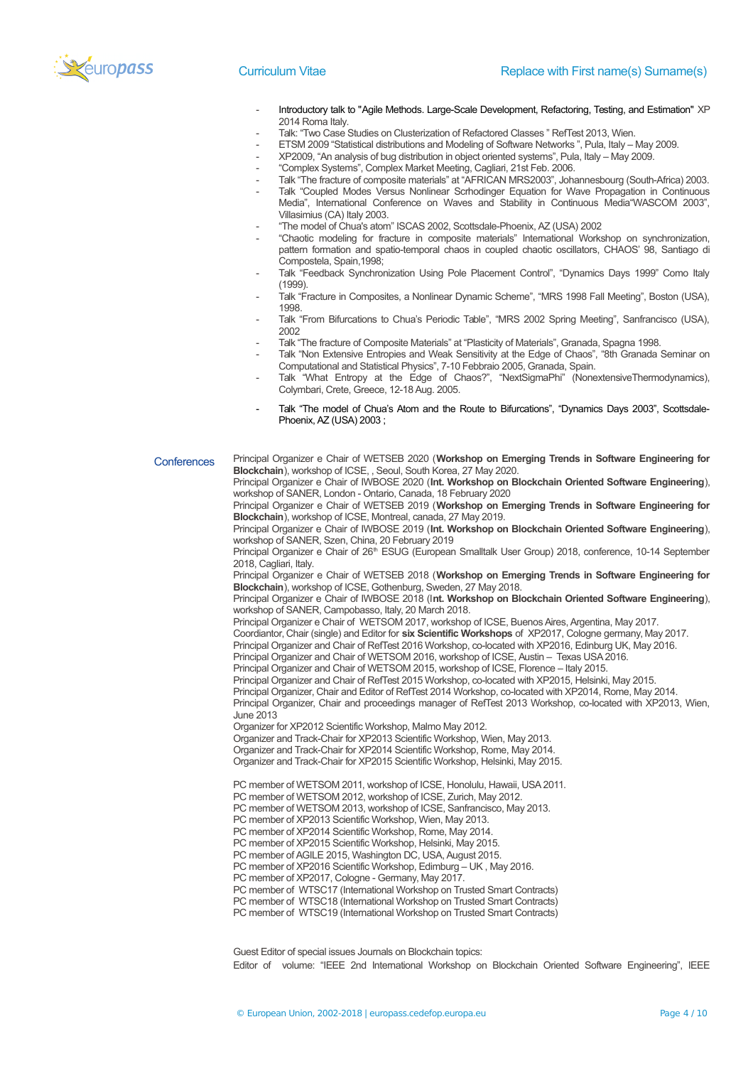- Introductory talk to "Agile Methods. Large-Scale Development, Refactoring, Testing, and Estimation" XP 2014 Roma Italy.
- Talk: "Two Case Studies on Clusterization of Refactored Classes " RefTest 2013, Wien.
- ETSM 2009 "Statistical distributions and Modeling of Software Networks ", Pula, Italy – May 2009.
- XP2009, "An analysis of bug distribution in object oriented systems", Pula, Italy – May 2009.
- "Complex Systems", Complex Market Meeting, Cagliari, 21st Feb. 2006.
- Talk "The fracture of composite materials" at "AFRICAN MRS2003", Johannesbourg (South-Africa) 2003.
- Talk "Coupled Modes Versus Nonlinear Scrhodinger Equation for Wave Propagation in Continuous Media", International Conference on Waves and Stability in Continuous Media"WASCOM 2003", Villasimius (CA) Italy 2003.
- "The model of Chua's atom" ISCAS 2002, Scottsdale-Phoenix, AZ (USA) 2002
- "Chaotic modeling for fracture in composite materials" International Workshop on synchronization, pattern formation and spatio-temporal chaos in coupled chaotic oscillators, CHAOS' 98, Santiago di Compostela, Spain,1998;
- Talk "Feedback Synchronization Using Pole Placement Control", "Dynamics Days 1999" Como Italy (1999).
- Talk "Fracture in Composites, a Nonlinear Dynamic Scheme", "MRS 1998 Fall Meeting", Boston (USA), 1998.
- Talk "From Bifurcations to Chua's Periodic Table", "MRS 2002 Spring Meeting", Sanfrancisco (USA), 2002
- Talk "The fracture of Composite Materials" at "Plasticity of Materials", Granada, Spagna 1998.
- Talk "Non Extensive Entropies and Weak Sensitivity at the Edge of Chaos", "8th Granada Seminar on Computational and Statistical Physics", 7-10 Febbraio 2005, Granada, Spain.
- Talk "What Entropy at the Edge of Chaos?", "NextSigmaPhi" (NonextensiveThermodynamics), Colymbari, Crete, Greece, 12-18 Aug. 2005.
- Talk "The model of Chua's Atom and the Route to Bifurcations", "Dynamics Days 2003", Scottsdale-Phoenix, AZ (USA) 2003 ;

## Conferences

Principal Organizer e Chair of WETSEB 2020 (**Workshop on Emerging Trends in Software Engineering for Blockchain**), workshop of ICSE, , Seoul, South Korea, 27 May 2020.
Principal Organizer e Chair of IWBOSE 2020 (**Int. Workshop on Blockchain Oriented Software Engineering**), workshop of SANER, London - Ontario, Canada, 18 February 2020
Principal Organizer e Chair of WETSEB 2019 (**Workshop on Emerging Trends in Software Engineering for Blockchain**), workshop of ICSE, Montreal, canada, 27 May 2019.
Principal Organizer e Chair of IWBOSE 2019 (**Int. Workshop on Blockchain Oriented Software Engineering**), workshop of SANER, Szen, China, 20 February 2019
Principal Organizer e Chair of 26th ESUG (European Smalltalk User Group) 2018, conference, 10-14 September 2018, Cagliari, Italy.
Principal Organizer e Chair of WETSEB 2018 (**Workshop on Emerging Trends in Software Engineering for Blockchain**), workshop of ICSE, Gothenburg, Sweden, 27 May 2018.
Principal Organizer e Chair of IWBOSE 2018 (I**nt. Workshop on Blockchain Oriented Software Engineering**), workshop of SANER, Campobasso, Italy, 20 March 2018.
Principal Organizer e Chair of WETSOM 2017, workshop of ICSE, Buenos Aires, Argentina, May 2017.
Coordiantor, Chair (single) and Editor for **six Scientific Workshops** of XP2017, Cologne germany, May 2017.
Principal Organizer and Chair of RefTest 2016 Workshop, co-located with XP2016, Edinburg UK, May 2016.
Principal Organizer and Chair of WETSOM 2016, workshop of ICSE, Austin – Texas USA 2016.
Principal Organizer and Chair of WETSOM 2015, workshop of ICSE, Florence – Italy 2015.
Principal Organizer and Chair of RefTest 2015 Workshop, co-located with XP2015, Helsinki, May 2015.
Principal Organizer, Chair and Editor of RefTest 2014 Workshop, co-located with XP2014, Rome, May 2014.
Principal Organizer, Chair and proceedings manager of RefTest 2013 Workshop, co-located with XP2013, Wien, June 2013
Organizer for XP2012 Scientific Workshop, Malmo May 2012.
Organizer and Track-Chair for XP2013 Scientific Workshop, Wien, May 2013.
Organizer and Track-Chair for XP2014 Scientific Workshop, Rome, May 2014.
Organizer and Track-Chair for XP2015 Scientific Workshop, Helsinki, May 2015.

PC member of WETSOM 2011, workshop of ICSE, Honolulu, Hawaii, USA 2011.
PC member of WETSOM 2012, workshop of ICSE, Zurich, May 2012.
PC member of WETSOM 2013, workshop of ICSE, Sanfrancisco, May 2013.
PC member of XP2013 Scientific Workshop, Wien, May 2013.
PC member of XP2014 Scientific Workshop, Rome, May 2014.
PC member of XP2015 Scientific Workshop, Helsinki, May 2015.
PC member of AGILE 2015, Washington DC, USA, August 2015.
PC member of XP2016 Scientific Workshop, Edimburg – UK , May 2016.
PC member of XP2017, Cologne - Germany, May 2017.
PC member of WTSC17 (International Workshop on Trusted Smart Contracts)
PC member of WTSC18 (International Workshop on Trusted Smart Contracts)
PC member of WTSC19 (International Workshop on Trusted Smart Contracts)

Guest Editor of special issues Journals on Blockchain topics:
Editor of volume: "IEEE 2nd International Workshop on Blockchain Oriented Software Engineering", IEEE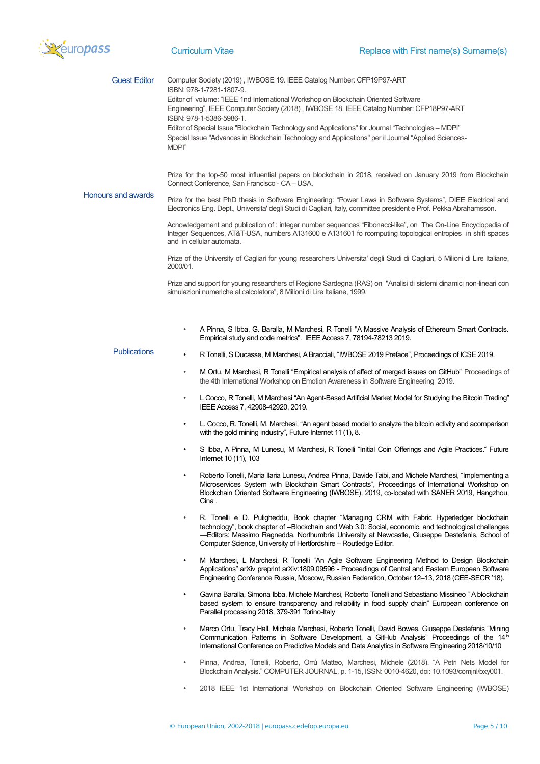## Guest Editor

Computer Society (2019) , IWBOSE 19. IEEE Catalog Number: CFP19P97-ART
ISBN: 978-1-7281-1807-9.
Editor of volume: "IEEE 1nd International Workshop on Blockchain Oriented Software Engineering", IEEE Computer Society (2018) , IWBOSE 18. IEEE Catalog Number: CFP18P97-ART
ISBN: 978-1-5386-5986-1.
Editor of Special Issue "Blockchain Technology and Applications" for Journal "Technologies – MDPI"
Special Issue "Advances in Blockchain Technology and Applications" per il Journal "Applied Sciences-MDPI"

## Honours and awards

Prize for the top-50 most influential papers on blockchain in 2018, received on January 2019 from Blockchain Connect Conference, San Francisco - CA – USA.

Prize for the best PhD thesis in Software Engineering: "Power Laws in Software Systems", DIEE Electrical and Electronics Eng. Dept., Universita' degli Studi di Cagliari, Italy, committee president e Prof. Pekka Abrahamsson.

Acnowledgement and publication of : integer number sequences "Fibonacci-like", on The On-Line Encyclopedia of Integer Sequences, AT&T-USA, numbers A131600 e A131601 fo rcomputing topological entropies in shift spaces and in cellular automata.

Prize of the University of Cagliari for young researchers Universita' degli Studi di Cagliari, 5 Milioni di Lire Italiane, 2000/01.

Prize and support for young researchers of Regione Sardegna (RAS) on "Analisi di sistemi dinamici non-lineari con simulazioni numeriche al calcolatore", 8 Milioni di Lire Italiane, 1999.

## Publications

- A Pinna, S Ibba, G. Baralla, M Marchesi, R Tonelli "A Massive Analysis of Ethereum Smart Contracts. Empirical study and code metrics". IEEE Access 7, 78194-78213 2019.
- R Tonelli, S Ducasse, M Marchesi, A Bracciali, "IWBOSE 2019 Preface", Proceedings of ICSE 2019.
- M Ortu, M Marchesi, R Tonelli "Empirical analysis of affect of merged issues on GitHub" Proceedings of the 4th International Workshop on Emotion Awareness in Software Engineering 2019.
- L Cocco, R Tonelli, M Marchesi "An Agent-Based Artificial Market Model for Studying the Bitcoin Trading" IEEE Access 7, 42908-42920, 2019.
- L. Cocco, R. Tonelli, M. Marchesi, "An agent based model to analyze the bitcoin activity and acomparison with the gold mining industry", Future Internet 11 (1), 8.
- S Ibba, A Pinna, M Lunesu, M Marchesi, R Tonelli "Initial Coin Offerings and Agile Practices." Future Internet 10 (11), 103
- Roberto Tonelli, Maria Ilaria Lunesu, Andrea Pinna, Davide Taibi, and Michele Marchesi, "Implementing a Microservices System with Blockchain Smart Contracts", Proceedings of International Workshop on Blockchain Oriented Software Engineering (IWBOSE), 2019, co-located with SANER 2019, Hangzhou, Cina .
- R. Tonelli e D. Puligheddu, Book chapter "Managing CRM with Fabric Hyperledger blockchain technology", book chapter of --Blockchain and Web 3.0: Social, economic, and technological challenges —Editors: Massimo Ragnedda, Northumbria University at Newcastle, Giuseppe Destefanis, School of Computer Science, University of Hertfordshire – Routledge Editor.
- M Marchesi, L Marchesi, R Tonelli "An Agile Software Engineering Method to Design Blockchain Applications" arXiv preprint arXiv:1809.09596 - Proceedings of Central and Eastern European Software Engineering Conference Russia, Moscow, Russian Federation, October 12–13, 2018 (CEE-SECR '18).
- Gavina Baralla, Simona Ibba, Michele Marchesi, Roberto Tonelli and Sebastiano Missineo " A blockchain based system to ensure transparency and reliability in food supply chain" European conference on Parallel processing 2018, 379-391 Torino-Italy
- Marco Ortu, Tracy Hall, Michele Marchesi, Roberto Tonelli, David Bowes, Giuseppe Destefanis "Mining Communication Patterns in Software Development, a GitHub Analysis" Proceedings of the 14th International Conference on Predictive Models and Data Analytics in Software Engineering 2018/10/10
- Pinna, Andrea, Tonelli, Roberto, Orrú Matteo, Marchesi, Michele (2018). "A Petri Nets Model for Blockchain Analysis." COMPUTER JOURNAL, p. 1-15, ISSN: 0010-4620, doi: 10.1093/comjnl/bxy001.
- 2018 IEEE 1st International Workshop on Blockchain Oriented Software Engineering (IWBOSE)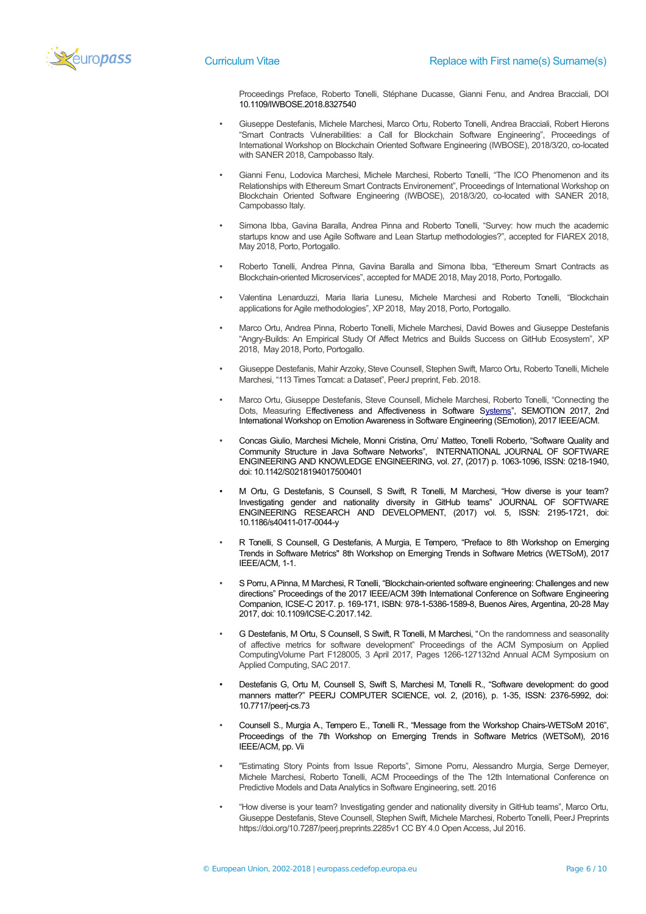Proceedings Preface, Roberto Tonelli, Stéphane Ducasse, Gianni Fenu, and Andrea Bracciali, DOI 10.1109/IWBOSE.2018.8327540

- Giuseppe Destefanis, Michele Marchesi, Marco Ortu, Roberto Tonelli, Andrea Bracciali, Robert Hierons "Smart Contracts Vulnerabilities: a Call for Blockchain Software Engineering", Proceedings of International Workshop on Blockchain Oriented Software Engineering (IWBOSE), 2018/3/20, co-located with SANER 2018, Campobasso Italy.

- Gianni Fenu, Lodovica Marchesi, Michele Marchesi, Roberto Tonelli, "The ICO Phenomenon and its Relationships with Ethereum Smart Contracts Environement", Proceedings of International Workshop on Blockchain Oriented Software Engineering (IWBOSE), 2018/3/20, co-located with SANER 2018, Campobasso Italy.

- Simona Ibba, Gavina Baralla, Andrea Pinna and Roberto Tonelli, "Survey: how much the academic startups know and use Agile Software and Lean Startup methodologies?", accepted for FIAREX 2018, May 2018, Porto, Portogallo.

- Roberto Tonelli, Andrea Pinna, Gavina Baralla and Simona Ibba, "Ethereum Smart Contracts as Blockchain-oriented Microservices", accepted for MADE 2018, May 2018, Porto, Portogallo.

- Valentina Lenarduzzi, Maria Ilaria Lunesu, Michele Marchesi and Roberto Tonelli, "Blockchain applications for Agile methodologies", XP 2018, May 2018, Porto, Portogallo.

- Marco Ortu, Andrea Pinna, Roberto Tonelli, Michele Marchesi, David Bowes and Giuseppe Destefanis "Angry-Builds: An Empirical Study Of Affect Metrics and Builds Success on GitHub Ecosystem", XP 2018, May 2018, Porto, Portogallo.

- Giuseppe Destefanis, Mahir Arzoky, Steve Counsell, Stephen Swift, Marco Ortu, Roberto Tonelli, Michele Marchesi, "113 Times Tomcat: a Dataset", PeerJ preprint, Feb. 2018.

- Marco Ortu, Giuseppe Destefanis, Steve Counsell, Michele Marchesi, Roberto Tonelli, "Connecting the Dots, Measuring Effectiveness and Affectiveness in Software Systems", SEMOTION 2017, 2nd International Workshop on Emotion Awareness in Software Engineering (SEmotion), 2017 IEEE/ACM.

- Concas Giulio, Marchesi Michele, Monni Cristina, Orru' Matteo, Tonelli Roberto, "Software Quality and Community Structure in Java Software Networks", INTERNATIONAL JOURNAL OF SOFTWARE ENGINEERING AND KNOWLEDGE ENGINEERING, vol. 27, (2017) p. 1063-1096, ISSN: 0218-1940, doi: 10.1142/S0218194017500401

- M Ortu, G Destefanis, S Counsell, S Swift, R Tonelli, M Marchesi, "How diverse is your team? Investigating gender and nationality diversity in GitHub teams" JOURNAL OF SOFTWARE ENGINEERING RESEARCH AND DEVELOPMENT, (2017) vol. 5, ISSN: 2195-1721, doi: 10.1186/s40411-017-0044-y

- R Tonelli, S Counsell, G Destefanis, A Murgia, E Tempero, "Preface to 8th Workshop on Emerging Trends in Software Metrics" 8th Workshop on Emerging Trends in Software Metrics (WETSoM), 2017 IEEE/ACM, 1-1.

- S Porru, A Pinna, M Marchesi, R Tonelli, "Blockchain-oriented software engineering: Challenges and new directions" Proceedings of the 2017 IEEE/ACM 39th International Conference on Software Engineering Companion, ICSE-C 2017. p. 169-171, ISBN: 978-1-5386-1589-8, Buenos Aires, Argentina, 20-28 May 2017, doi: 10.1109/ICSE-C.2017.142.

- G Destefanis, M Ortu, S Counsell, S Swift, R Tonelli, M Marchesi, "On the randomness and seasonality of affective metrics for software development" Proceedings of the ACM Symposium on Applied ComputingVolume Part F128005, 3 April 2017, Pages 1266-127132nd Annual ACM Symposium on Applied Computing, SAC 2017.

- Destefanis G, Ortu M, Counsell S, Swift S, Marchesi M, Tonelli R., "Software development: do good manners matter?" PEERJ COMPUTER SCIENCE, vol. 2, (2016), p. 1-35, ISSN: 2376-5992, doi: 10.7717/peerj-cs.73

- Counsell S., Murgia A., Tempero E., Tonelli R., "Message from the Workshop Chairs-WETSoM 2016", Proceedings of the 7th Workshop on Emerging Trends in Software Metrics (WETSoM), 2016 IEEE/ACM, pp. Vii

- "Estimating Story Points from Issue Reports", Simone Porru, Alessandro Murgia, Serge Demeyer, Michele Marchesi, Roberto Tonelli, ACM Proceedings of the The 12th International Conference on Predictive Models and Data Analytics in Software Engineering, sett. 2016

- "How diverse is your team? Investigating gender and nationality diversity in GitHub teams", Marco Ortu, Giuseppe Destefanis, Steve Counsell, Stephen Swift, Michele Marchesi, Roberto Tonelli, PeerJ Preprints https://doi.org/10.7287/peerj.preprints.2285v1 CC BY 4.0 Open Access, Jul 2016.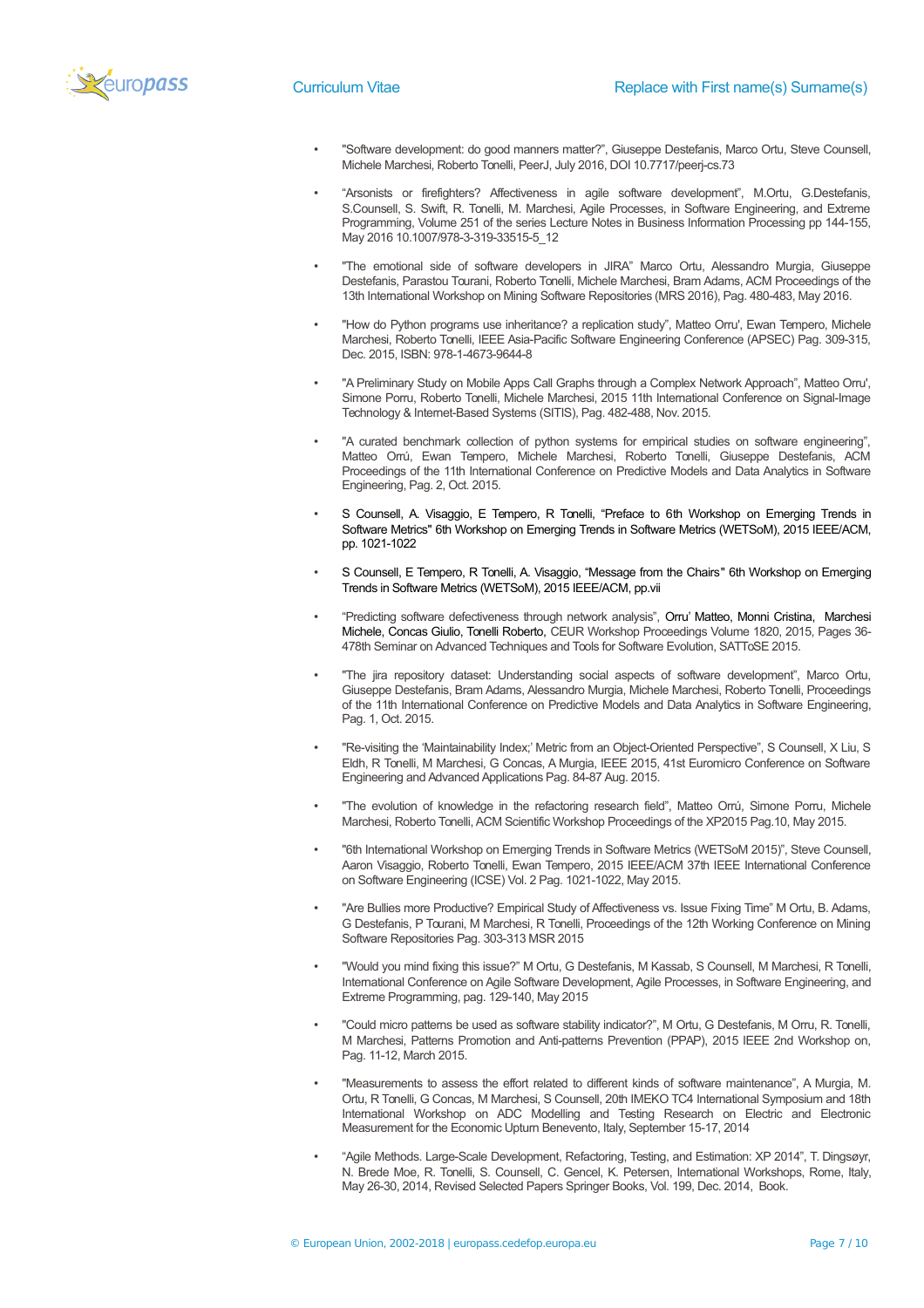- "Software development: do good manners matter?", Giuseppe Destefanis, Marco Ortu, Steve Counsell, Michele Marchesi, Roberto Tonelli, PeerJ, July 2016, DOI 10.7717/peerj-cs.73

- "Arsonists or firefighters? Affectiveness in agile software development", M.Ortu, G.Destefanis, S.Counsell, S. Swift, R. Tonelli, M. Marchesi, Agile Processes, in Software Engineering, and Extreme Programming, Volume 251 of the series Lecture Notes in Business Information Processing pp 144-155, May 2016 10.1007/978-3-319-33515-5_12

- "The emotional side of software developers in JIRA" Marco Ortu, Alessandro Murgia, Giuseppe Destefanis, Parastou Tourani, Roberto Tonelli, Michele Marchesi, Bram Adams, ACM Proceedings of the 13th International Workshop on Mining Software Repositories (MRS 2016), Pag. 480-483, May 2016.

- "How do Python programs use inheritance? a replication study", Matteo Orru', Ewan Tempero, Michele Marchesi, Roberto Tonelli, IEEE Asia-Pacific Software Engineering Conference (APSEC) Pag. 309-315, Dec. 2015, ISBN: 978-1-4673-9644-8

- "A Preliminary Study on Mobile Apps Call Graphs through a Complex Network Approach", Matteo Orru', Simone Porru, Roberto Tonelli, Michele Marchesi, 2015 11th International Conference on Signal-Image Technology & Internet-Based Systems (SITIS), Pag. 482-488, Nov. 2015.

- "A curated benchmark collection of python systems for empirical studies on software engineering", Matteo Orrú, Ewan Tempero, Michele Marchesi, Roberto Tonelli, Giuseppe Destefanis, ACM Proceedings of the 11th International Conference on Predictive Models and Data Analytics in Software Engineering, Pag. 2, Oct. 2015.

- S Counsell, A. Visaggio, E Tempero, R Tonelli, "Preface to 6th Workshop on Emerging Trends in Software Metrics" 6th Workshop on Emerging Trends in Software Metrics (WETSoM), 2015 IEEE/ACM, pp. 1021-1022

- S Counsell, E Tempero, R Tonelli, A. Visaggio, "Message from the Chairs" 6th Workshop on Emerging Trends in Software Metrics (WETSoM), 2015 IEEE/ACM, pp.vii

- "Predicting software defectiveness through network analysis", Orru' Matteo, Monni Cristina, Marchesi Michele, Concas Giulio, Tonelli Roberto, CEUR Workshop Proceedings Volume 1820, 2015, Pages 36-478th Seminar on Advanced Techniques and Tools for Software Evolution, SATToSE 2015.

- "The jira repository dataset: Understanding social aspects of software development", Marco Ortu, Giuseppe Destefanis, Bram Adams, Alessandro Murgia, Michele Marchesi, Roberto Tonelli, Proceedings of the 11th International Conference on Predictive Models and Data Analytics in Software Engineering, Pag. 1, Oct. 2015.

- "Re-visiting the 'Maintainability Index;' Metric from an Object-Oriented Perspective", S Counsell, X Liu, S Eldh, R Tonelli, M Marchesi, G Concas, A Murgia, IEEE 2015, 41st Euromicro Conference on Software Engineering and Advanced Applications Pag. 84-87 Aug. 2015.

- "The evolution of knowledge in the refactoring research field", Matteo Orrú, Simone Porru, Michele Marchesi, Roberto Tonelli, ACM Scientific Workshop Proceedings of the XP2015 Pag.10, May 2015.

- "6th International Workshop on Emerging Trends in Software Metrics (WETSoM 2015)", Steve Counsell, Aaron Visaggio, Roberto Tonelli, Ewan Tempero, 2015 IEEE/ACM 37th IEEE International Conference on Software Engineering (ICSE) Vol. 2 Pag. 1021-1022, May 2015.

- "Are Bullies more Productive? Empirical Study of Affectiveness vs. Issue Fixing Time" M Ortu, B. Adams, G Destefanis, P Tourani, M Marchesi, R Tonelli, Proceedings of the 12th Working Conference on Mining Software Repositories Pag. 303-313 MSR 2015

- "Would you mind fixing this issue?" M Ortu, G Destefanis, M Kassab, S Counsell, M Marchesi, R Tonelli, International Conference on Agile Software Development, Agile Processes, in Software Engineering, and Extreme Programming, pag. 129-140, May 2015

- "Could micro patterns be used as software stability indicator?", M Ortu, G Destefanis, M Orru, R. Tonelli, M Marchesi, Patterns Promotion and Anti-patterns Prevention (PPAP), 2015 IEEE 2nd Workshop on, Pag. 11-12, March 2015.

- "Measurements to assess the effort related to different kinds of software maintenance", A Murgia, M. Ortu, R Tonelli, G Concas, M Marchesi, S Counsell, 20th IMEKO TC4 International Symposium and 18th International Workshop on ADC Modelling and Testing Research on Electric and Electronic Measurement for the Economic Upturn Benevento, Italy, September 15-17, 2014

- "Agile Methods. Large-Scale Development, Refactoring, Testing, and Estimation: XP 2014", T. Dingsøyr, N. Brede Moe, R. Tonelli, S. Counsell, C. Gencel, K. Petersen, International Workshops, Rome, Italy, May 26-30, 2014, Revised Selected Papers Springer Books, Vol. 199, Dec. 2014, Book.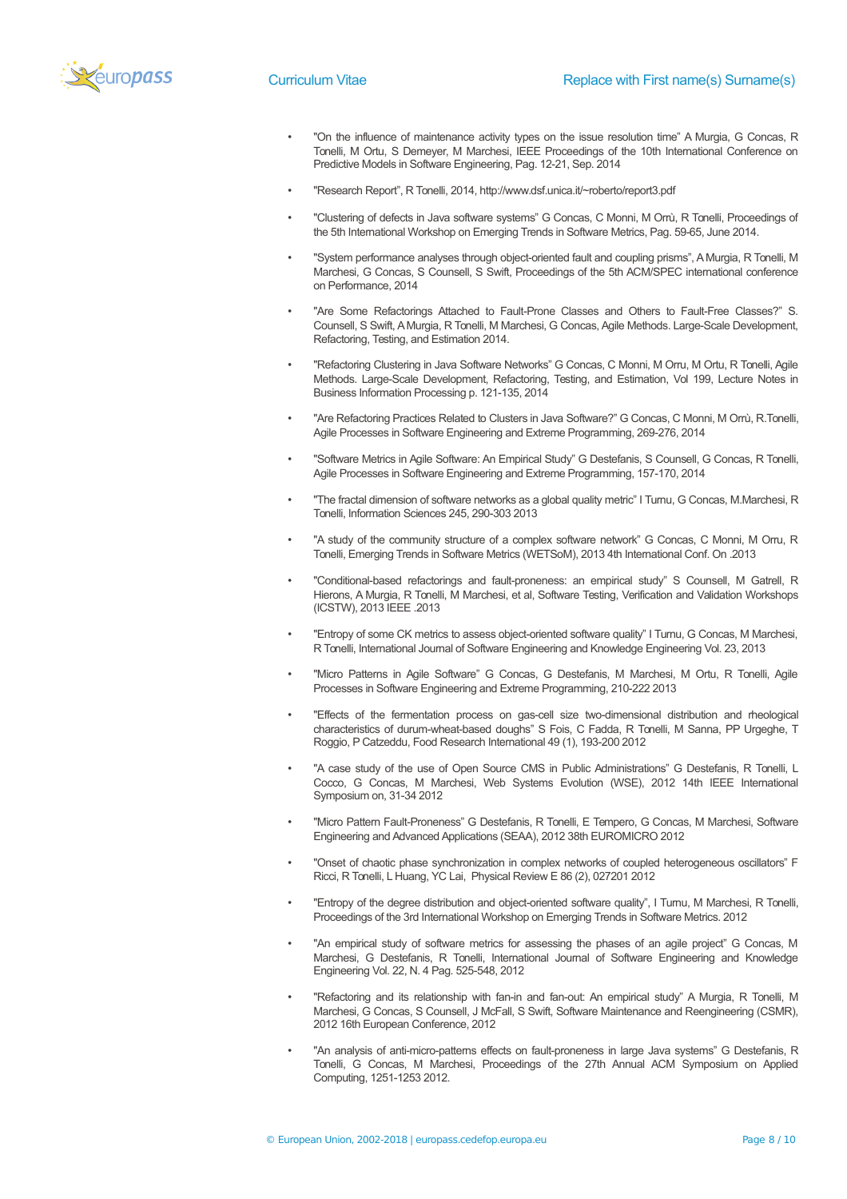- "On the influence of maintenance activity types on the issue resolution time" A Murgia, G Concas, R Tonelli, M Ortu, S Demeyer, M Marchesi, IEEE Proceedings of the 10th International Conference on Predictive Models in Software Engineering, Pag. 12-21, Sep. 2014

- "Research Report", R Tonelli, 2014, http://www.dsf.unica.it/~roberto/report3.pdf

- "Clustering of defects in Java software systems" G Concas, C Monni, M Orrù, R Tonelli, Proceedings of the 5th International Workshop on Emerging Trends in Software Metrics, Pag. 59-65, June 2014.

- "System performance analyses through object-oriented fault and coupling prisms", A Murgia, R Tonelli, M Marchesi, G Concas, S Counsell, S Swift, Proceedings of the 5th ACM/SPEC international conference on Performance, 2014

- "Are Some Refactorings Attached to Fault-Prone Classes and Others to Fault-Free Classes?" S. Counsell, S Swift, A Murgia, R Tonelli, M Marchesi, G Concas, Agile Methods. Large-Scale Development, Refactoring, Testing, and Estimation 2014.

- "Refactoring Clustering in Java Software Networks" G Concas, C Monni, M Orru, M Ortu, R Tonelli, Agile Methods. Large-Scale Development, Refactoring, Testing, and Estimation, Vol 199, Lecture Notes in Business Information Processing p. 121-135, 2014

- "Are Refactoring Practices Related to Clusters in Java Software?" G Concas, C Monni, M Orrù, R.Tonelli, Agile Processes in Software Engineering and Extreme Programming, 269-276, 2014

- "Software Metrics in Agile Software: An Empirical Study" G Destefanis, S Counsell, G Concas, R Tonelli, Agile Processes in Software Engineering and Extreme Programming, 157-170, 2014

- "The fractal dimension of software networks as a global quality metric" I Turnu, G Concas, M.Marchesi, R Tonelli, Information Sciences 245, 290-303 2013

- "A study of the community structure of a complex software network" G Concas, C Monni, M Orru, R Tonelli, Emerging Trends in Software Metrics (WETSoM), 2013 4th International Conf. On .2013

- "Conditional-based refactorings and fault-proneness: an empirical study" S Counsell, M Gatrell, R Hierons, A Murgia, R Tonelli, M Marchesi, et al, Software Testing, Verification and Validation Workshops (ICSTW), 2013 IEEE .2013

- "Entropy of some CK metrics to assess object-oriented software quality" I Turnu, G Concas, M Marchesi, R Tonelli, International Journal of Software Engineering and Knowledge Engineering Vol. 23, 2013

- "Micro Patterns in Agile Software" G Concas, G Destefanis, M Marchesi, M Ortu, R Tonelli, Agile Processes in Software Engineering and Extreme Programming, 210-222 2013

- "Effects of the fermentation process on gas-cell size two-dimensional distribution and rheological characteristics of durum-wheat-based doughs" S Fois, C Fadda, R Tonelli, M Sanna, PP Urgeghe, T Roggio, P Catzeddu, Food Research International 49 (1), 193-200 2012

- "A case study of the use of Open Source CMS in Public Administrations" G Destefanis, R Tonelli, L Cocco, G Concas, M Marchesi, Web Systems Evolution (WSE), 2012 14th IEEE International Symposium on, 31-34 2012

- "Micro Pattern Fault-Proneness" G Destefanis, R Tonelli, E Tempero, G Concas, M Marchesi, Software Engineering and Advanced Applications (SEAA), 2012 38th EUROMICRO 2012

- "Onset of chaotic phase synchronization in complex networks of coupled heterogeneous oscillators" F Ricci, R Tonelli, L Huang, YC Lai, Physical Review E 86 (2), 027201 2012

- "Entropy of the degree distribution and object-oriented software quality", I Turnu, M Marchesi, R Tonelli, Proceedings of the 3rd International Workshop on Emerging Trends in Software Metrics. 2012

- "An empirical study of software metrics for assessing the phases of an agile project" G Concas, M Marchesi, G Destefanis, R Tonelli, International Journal of Software Engineering and Knowledge Engineering Vol. 22, N. 4 Pag. 525-548, 2012

- "Refactoring and its relationship with fan-in and fan-out: An empirical study" A Murgia, R Tonelli, M Marchesi, G Concas, S Counsell, J McFall, S Swift, Software Maintenance and Reengineering (CSMR), 2012 16th European Conference, 2012

- "An analysis of anti-micro-patterns effects on fault-proneness in large Java systems" G Destefanis, R Tonelli, G Concas, M Marchesi, Proceedings of the 27th Annual ACM Symposium on Applied Computing, 1251-1253 2012.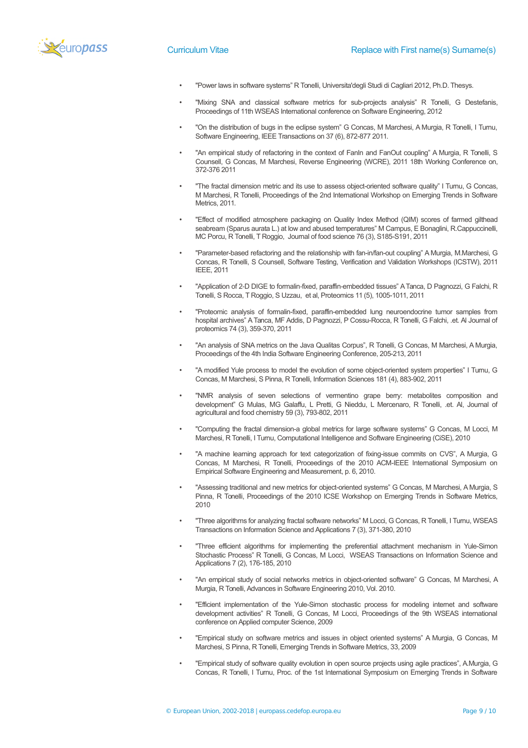- "Power laws in software systems" R Tonelli, Universita'degli Studi di Cagliari 2012, Ph.D. Thesys.
- "Mixing SNA and classical software metrics for sub-projects analysis" R Tonelli, G Destefanis, Proceedings of 11th WSEAS International conference on Software Engineering, 2012
- "On the distribution of bugs in the eclipse system" G Concas, M Marchesi, A Murgia, R Tonelli, I Turnu, Software Engineering, IEEE Transactions on 37 (6), 872-877 2011.
- "An empirical study of refactoring in the context of FanIn and FanOut coupling" A Murgia, R Tonelli, S Counsell, G Concas, M Marchesi, Reverse Engineering (WCRE), 2011 18th Working Conference on, 372-376 2011
- "The fractal dimension metric and its use to assess object-oriented software quality" I Turnu, G Concas, M Marchesi, R Tonelli, Proceedings of the 2nd International Workshop on Emerging Trends in Software Metrics, 2011.
- "Effect of modified atmosphere packaging on Quality Index Method (QIM) scores of farmed gilthead seabream (Sparus aurata L.) at low and abused temperatures" M Campus, E Bonaglini, R.Cappuccinelli, MC Porcu, R Tonelli, T Roggio, Journal of food science 76 (3), S185-S191, 2011
- "Parameter-based refactoring and the relationship with fan-in/fan-out coupling" A Murgia, M.Marchesi, G Concas, R Tonelli, S Counsell, Software Testing, Verification and Validation Workshops (ICSTW), 2011 IEEE, 2011
- "Application of 2-D DIGE to formalin-fixed, paraffin-embedded tissues" A Tanca, D Pagnozzi, G Falchi, R Tonelli, S Rocca, T Roggio, S Uzzau, et al, Proteomics 11 (5), 1005-1011, 2011
- "Proteomic analysis of formalin-fixed, paraffin-embedded lung neuroendocrine tumor samples from hospital archives" A Tanca, MF Addis, D Pagnozzi, P Cossu-Rocca, R Tonelli, G Falchi, .et. Al Journal of proteomics 74 (3), 359-370, 2011
- "An analysis of SNA metrics on the Java Qualitas Corpus", R Tonelli, G Concas, M Marchesi, A Murgia, Proceedings of the 4th India Software Engineering Conference, 205-213, 2011
- "A modified Yule process to model the evolution of some object-oriented system properties" I Turnu, G Concas, M Marchesi, S Pinna, R Tonelli, Information Sciences 181 (4), 883-902, 2011
- "NMR analysis of seven selections of vermentino grape berry: metabolites composition and development" G Mulas, MG Galaffu, L Pretti, G Nieddu, L Mercenaro, R Tonelli, .et. Al, Journal of agricultural and food chemistry 59 (3), 793-802, 2011
- "Computing the fractal dimension-a global metrics for large software systems" G Concas, M Locci, M Marchesi, R Tonelli, I Turnu, Computational Intelligence and Software Engineering (CiSE), 2010
- "A machine learning approach for text categorization of fixing-issue commits on CVS", A Murgia, G Concas, M Marchesi, R Tonelli, Proceedings of the 2010 ACM-IEEE International Symposium on Empirical Software Engineering and Measurement, p. 6, 2010.
- "Assessing traditional and new metrics for object-oriented systems" G Concas, M Marchesi, A Murgia, S Pinna, R Tonelli, Proceedings of the 2010 ICSE Workshop on Emerging Trends in Software Metrics, 2010
- "Three algorithms for analyzing fractal software networks" M Locci, G Concas, R Tonelli, I Turnu, WSEAS Transactions on Information Science and Applications 7 (3), 371-380, 2010
- "Three efficient algorithms for implementing the preferential attachment mechanism in Yule-Simon Stochastic Process" R Tonelli, G Concas, M Locci, WSEAS Transactions on Information Science and Applications 7 (2), 176-185, 2010
- "An empirical study of social networks metrics in object-oriented software" G Concas, M Marchesi, A Murgia, R Tonelli, Advances in Software Engineering 2010, Vol. 2010.
- "Efficient implementation of the Yule-Simon stochastic process for modeling internet and software development activities" R Tonelli, G Concas, M Locci, Proceedings of the 9th WSEAS international conference on Applied computer Science, 2009
- "Empirical study on software metrics and issues in object oriented systems" A Murgia, G Concas, M Marchesi, S Pinna, R Tonelli, Emerging Trends in Software Metrics, 33, 2009
- "Empirical study of software quality evolution in open source projects using agile practices", A.Murgia, G Concas, R Tonelli, I Turnu, Proc. of the 1st International Symposium on Emerging Trends in Software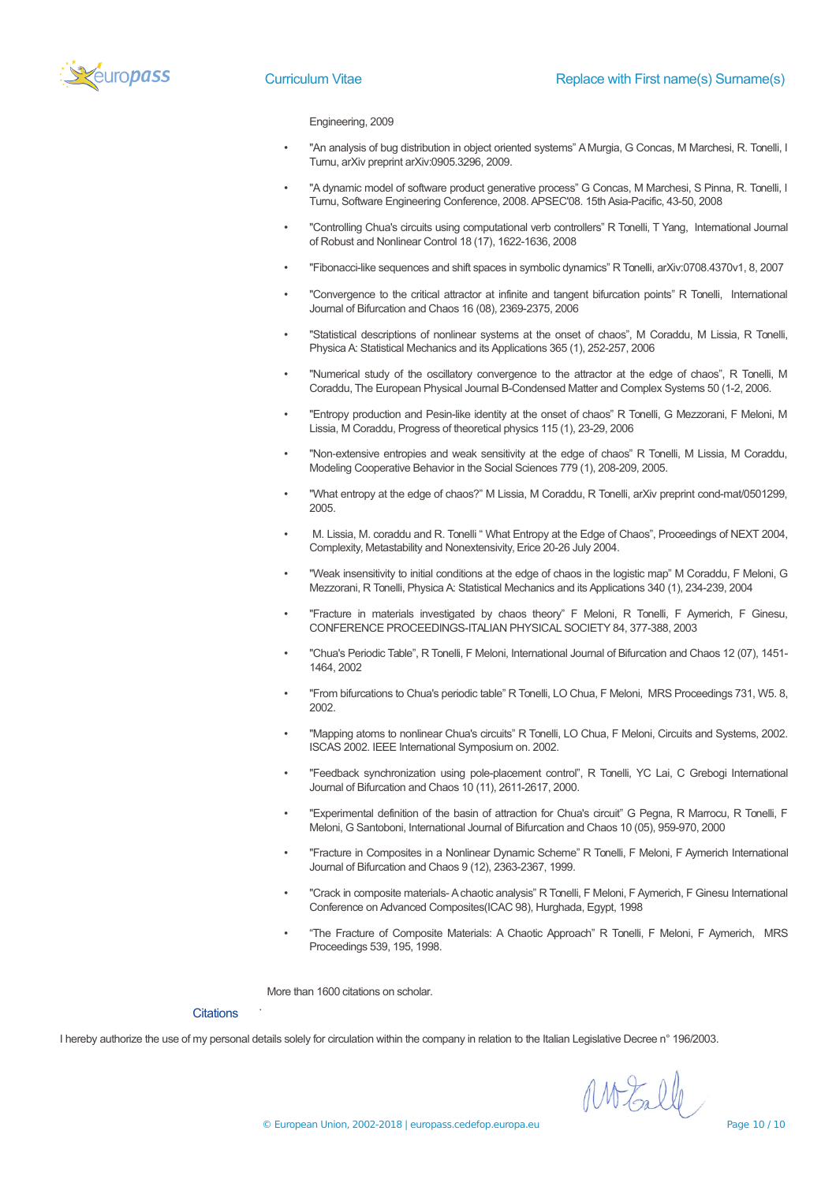Engineering, 2009

- "An analysis of bug distribution in object oriented systems" A Murgia, G Concas, M Marchesi, R. Tonelli, I Turnu, arXiv preprint arXiv:0905.3296, 2009.
- "A dynamic model of software product generative process" G Concas, M Marchesi, S Pinna, R. Tonelli, I Turnu, Software Engineering Conference, 2008. APSEC'08. 15th Asia-Pacific, 43-50, 2008
- "Controlling Chua's circuits using computational verb controllers" R Tonelli, T Yang, International Journal of Robust and Nonlinear Control 18 (17), 1622-1636, 2008
- "Fibonacci-like sequences and shift spaces in symbolic dynamics" R Tonelli, arXiv:0708.4370v1, 8, 2007
- "Convergence to the critical attractor at infinite and tangent bifurcation points" R Tonelli, International Journal of Bifurcation and Chaos 16 (08), 2369-2375, 2006
- "Statistical descriptions of nonlinear systems at the onset of chaos", M Coraddu, M Lissia, R Tonelli, Physica A: Statistical Mechanics and its Applications 365 (1), 252-257, 2006
- "Numerical study of the oscillatory convergence to the attractor at the edge of chaos", R Tonelli, M Coraddu, The European Physical Journal B-Condensed Matter and Complex Systems 50 (1-2, 2006.
- "Entropy production and Pesin-like identity at the onset of chaos" R Tonelli, G Mezzorani, F Meloni, M Lissia, M Coraddu, Progress of theoretical physics 115 (1), 23-29, 2006
- "Non-extensive entropies and weak sensitivity at the edge of chaos" R Tonelli, M Lissia, M Coraddu, Modeling Cooperative Behavior in the Social Sciences 779 (1), 208-209, 2005.
- "What entropy at the edge of chaos?" M Lissia, M Coraddu, R Tonelli, arXiv preprint cond-mat/0501299, 2005.
- M. Lissia, M. coraddu and R. Tonelli " What Entropy at the Edge of Chaos", Proceedings of NEXT 2004, Complexity, Metastability and Nonextensivity, Erice 20-26 July 2004.
- "Weak insensitivity to initial conditions at the edge of chaos in the logistic map" M Coraddu, F Meloni, G Mezzorani, R Tonelli, Physica A: Statistical Mechanics and its Applications 340 (1), 234-239, 2004
- "Fracture in materials investigated by chaos theory" F Meloni, R Tonelli, F Aymerich, F Ginesu, CONFERENCE PROCEEDINGS-ITALIAN PHYSICAL SOCIETY 84, 377-388, 2003
- "Chua's Periodic Table", R Tonelli, F Meloni, International Journal of Bifurcation and Chaos 12 (07), 1451-1464, 2002
- "From bifurcations to Chua's periodic table" R Tonelli, LO Chua, F Meloni, MRS Proceedings 731, W5. 8, 2002.
- "Mapping atoms to nonlinear Chua's circuits" R Tonelli, LO Chua, F Meloni, Circuits and Systems, 2002. ISCAS 2002. IEEE International Symposium on. 2002.
- "Feedback synchronization using pole-placement control", R Tonelli, YC Lai, C Grebogi International Journal of Bifurcation and Chaos 10 (11), 2611-2617, 2000.
- "Experimental definition of the basin of attraction for Chua's circuit" G Pegna, R Marrocu, R Tonelli, F Meloni, G Santoboni, International Journal of Bifurcation and Chaos 10 (05), 959-970, 2000
- "Fracture in Composites in a Nonlinear Dynamic Scheme" R Tonelli, F Meloni, F Aymerich International Journal of Bifurcation and Chaos 9 (12), 2363-2367, 1999.
- "Crack in composite materials- A chaotic analysis" R Tonelli, F Meloni, F Aymerich, F Ginesu International Conference on Advanced Composites(ICAC 98), Hurghada, Egypt, 1998
- "The Fracture of Composite Materials: A Chaotic Approach" R Tonelli, F Meloni, F Aymerich, MRS Proceedings 539, 195, 1998.

More than 1600 citations on scholar.

Citations

I hereby authorize the use of my personal details solely for circulation within the company in relation to the Italian Legislative Decree n° 196/2003.